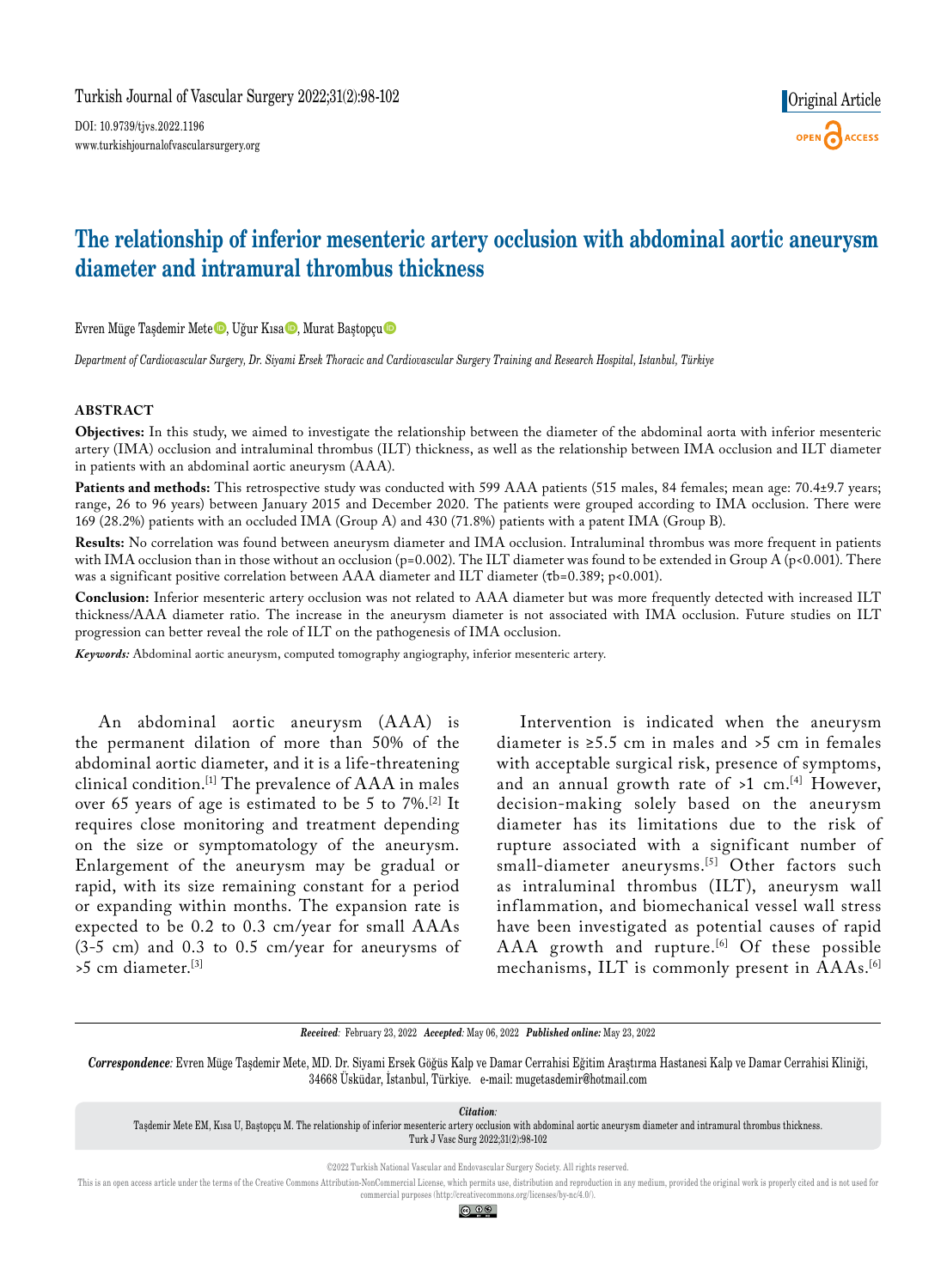Original Article

# The relationship of inferior mesenteric artery occlusion with abdominal aortic aneurysm diameter and intramural thrombus thickness

Evren Müge Taşdemir Mete, Uğur Kısa, Murat Baştopçu

*Department of Cardiovascular Surgery, Dr. Siyami Ersek Thoracic and Cardiovascular Surgery Training and Research Hospital, Istanbul, Türkiye*

## ABSTRACT

**Objectives:** In this study, we aimed to investigate the relationship between the diameter of the abdominal aorta with inferior mesenteric artery (IMA) occlusion and intraluminal thrombus (ILT) thickness, as well as the relationship between IMA occlusion and ILT diameter in patients with an abdominal aortic aneurysm (AAA).

**Patients and methods:** This retrospective study was conducted with 599 AAA patients (515 males, 84 females; mean age: 70.4±9.7 years; range, 26 to 96 years) between January 2015 and December 2020. The patients were grouped according to IMA occlusion. There were 169 (28.2%) patients with an occluded IMA (Group A) and 430 (71.8%) patients with a patent IMA (Group B).

**Results:** No correlation was found between aneurysm diameter and IMA occlusion. Intraluminal thrombus was more frequent in patients with IMA occlusion than in those without an occlusion (p=0.002). The ILT diameter was found to be extended in Group A (p<0.001). There was a significant positive correlation between AAA diameter and ILT diameter ($\tau b$=0.389; p<0.001).

**Conclusion:** Inferior mesenteric artery occlusion was not related to AAA diameter but was more frequently detected with increased ILT thickness/AAA diameter ratio. The increase in the aneurysm diameter is not associated with IMA occlusion. Future studies on ILT progression can better reveal the role of ILT on the pathogenesis of IMA occlusion.

***Keywords:*** Abdominal aortic aneurysm, computed tomography angiography, inferior mesenteric artery.

An abdominal aortic aneurysm (AAA) is the permanent dilation of more than 50% of the abdominal aortic diameter, and it is a life-threatening clinical condition.[1] The prevalence of AAA in males over 65 years of age is estimated to be 5 to 7%.[2] It requires close monitoring and treatment depending on the size or symptomatology of the aneurysm. Enlargement of the aneurysm may be gradual or rapid, with its size remaining constant for a period or expanding within months. The expansion rate is expected to be 0.2 to 0.3 cm/year for small AAAs (3-5 cm) and 0.3 to 0.5 cm/year for aneurysms of >5 cm diameter.[3]

Intervention is indicated when the aneurysm diameter is ≥5.5 cm in males and >5 cm in females with acceptable surgical risk, presence of symptoms, and an annual growth rate of >1 cm.[4] However, decision-making solely based on the aneurysm diameter has its limitations due to the risk of rupture associated with a significant number of small-diameter aneurysms.[5] Other factors such as intraluminal thrombus (ILT), aneurysm wall inflammation, and biomechanical vessel wall stress have been investigated as potential causes of rapid AAA growth and rupture.[6] Of these possible mechanisms, ILT is commonly present in AAAs.[6]

*Received:* February 23, 2022 *Accepted:* May 06, 2022 *Published online:* May 23, 2022

*Correspondence:* Evren Müge Taşdemir Mete, MD. Dr. Siyami Ersek Göğüs Kalp ve Damar Cerrahisi Eğitim Araştırma Hastanesi Kalp ve Damar Cerrahisi Kliniği, 34668 Üsküdar, İstanbul, Türkiye. e-mail: mugetasdemir@hotmail.com

*Citation:*
Taşdemir Mete EM, Kısa U, Baştopçu M. The relationship of inferior mesenteric artery occlusion with abdominal aortic aneurysm diameter and intramural thrombus thickness. Turk J Vasc Surg 2022;31(2):98-102

©2022 Turkish National Vascular and Endovascular Surgery Society. All rights reserved.

This is an open access article under the terms of the Creative Commons Attribution-NonCommercial License, which permits use, distribution and reproduction in any medium, provided the original work is properly cited and is not used for commercial purposes (http://creativecommons.org/licenses/by-nc/4.0/).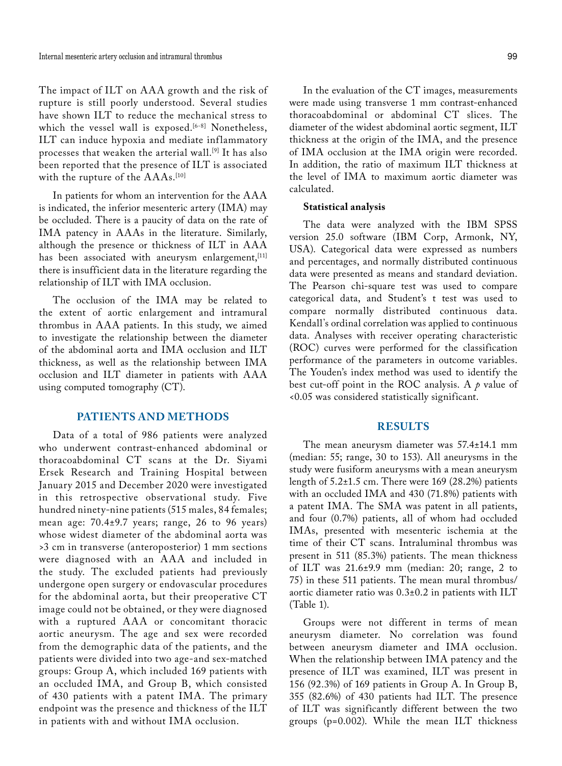The impact of ILT on AAA growth and the risk of rupture is still poorly understood. Several studies have shown ILT to reduce the mechanical stress to which the vessel wall is exposed.[6-8] Nonetheless, ILT can induce hypoxia and mediate inflammatory processes that weaken the arterial wall.[9] It has also been reported that the presence of ILT is associated with the rupture of the AAAs.[10]

In patients for whom an intervention for the AAA is indicated, the inferior mesenteric artery (IMA) may be occluded. There is a paucity of data on the rate of IMA patency in AAAs in the literature. Similarly, although the presence or thickness of ILT in AAA has been associated with aneurysm enlargement,[11] there is insufficient data in the literature regarding the relationship of ILT with IMA occlusion.

The occlusion of the IMA may be related to the extent of aortic enlargement and intramural thrombus in AAA patients. In this study, we aimed to investigate the relationship between the diameter of the abdominal aorta and IMA occlusion and ILT thickness, as well as the relationship between IMA occlusion and ILT diameter in patients with AAA using computed tomography (CT).

## PATIENTS AND METHODS

Data of a total of 986 patients were analyzed who underwent contrast-enhanced abdominal or thoracoabdominal CT scans at the Dr. Siyami Ersek Research and Training Hospital between January 2015 and December 2020 were investigated in this retrospective observational study. Five hundred ninety-nine patients (515 males, 84 females; mean age: 70.4±9.7 years; range, 26 to 96 years) whose widest diameter of the abdominal aorta was >3 cm in transverse (anteroposterior) 1 mm sections were diagnosed with an AAA and included in the study. The excluded patients had previously undergone open surgery or endovascular procedures for the abdominal aorta, but their preoperative CT image could not be obtained, or they were diagnosed with a ruptured AAA or concomitant thoracic aortic aneurysm. The age and sex were recorded from the demographic data of the patients, and the patients were divided into two age-and sex-matched groups: Group A, which included 169 patients with an occluded IMA, and Group B, which consisted of 430 patients with a patent IMA. The primary endpoint was the presence and thickness of the ILT in patients with and without IMA occlusion.

In the evaluation of the CT images, measurements were made using transverse 1 mm contrast-enhanced thoracoabdominal or abdominal CT slices. The diameter of the widest abdominal aortic segment, ILT thickness at the origin of the IMA, and the presence of IMA occlusion at the IMA origin were recorded. In addition, the ratio of maximum ILT thickness at the level of IMA to maximum aortic diameter was calculated.

### Statistical analysis

The data were analyzed with the IBM SPSS version 25.0 software (IBM Corp, Armonk, NY, USA). Categorical data were expressed as numbers and percentages, and normally distributed continuous data were presented as means and standard deviation. The Pearson chi-square test was used to compare categorical data, and Student's t test was used to compare normally distributed continuous data. Kendall's ordinal correlation was applied to continuous data. Analyses with receiver operating characteristic (ROC) curves were performed for the classification performance of the parameters in outcome variables. The Youden's index method was used to identify the best cut-off point in the ROC analysis. A $p$ value of <0.05 was considered statistically significant.

## RESULTS

The mean aneurysm diameter was 57.4±14.1 mm (median: 55; range, 30 to 153). All aneurysms in the study were fusiform aneurysms with a mean aneurysm length of 5.2±1.5 cm. There were 169 (28.2%) patients with an occluded IMA and 430 (71.8%) patients with a patent IMA. The SMA was patent in all patients, and four (0.7%) patients, all of whom had occluded IMAs, presented with mesenteric ischemia at the time of their CT scans. Intraluminal thrombus was present in 511 (85.3%) patients. The mean thickness of ILT was 21.6±9.9 mm (median: 20; range, 2 to 75) in these 511 patients. The mean mural thrombus/aortic diameter ratio was 0.3±0.2 in patients with ILT (Table 1).

Groups were not different in terms of mean aneurysm diameter. No correlation was found between aneurysm diameter and IMA occlusion. When the relationship between IMA patency and the presence of ILT was examined, ILT was present in 156 (92.3%) of 169 patients in Group A. In Group B, 355 (82.6%) of 430 patients had ILT. The presence of ILT was significantly different between the two groups (p=0.002). While the mean ILT thickness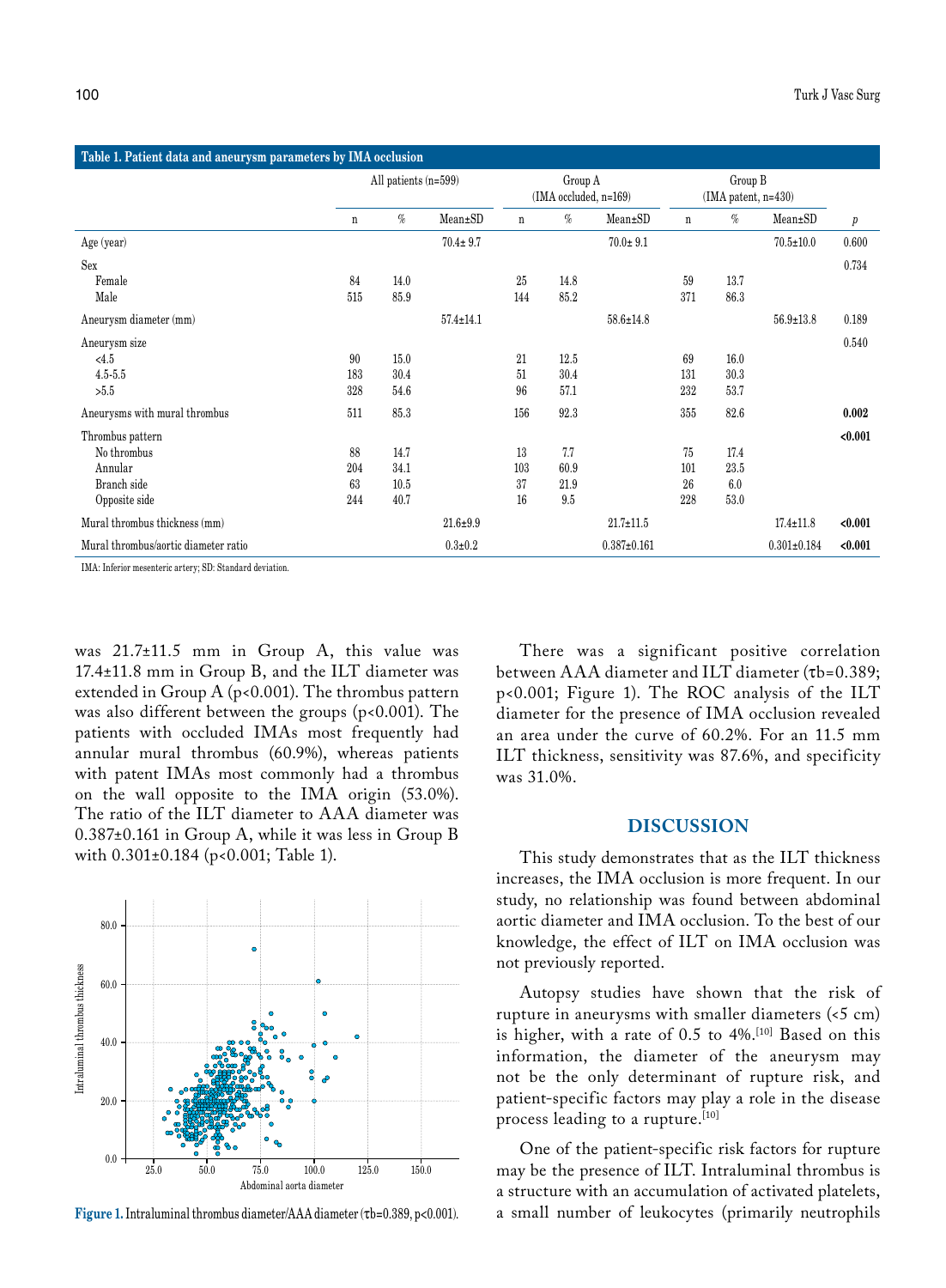**Table 1. Patient data and aneurysm parameters by IMA occlusion**

| | All patients (n=599) | | | Group A (IMA occluded, n=169) | | | Group B (IMA patent, n=430) | | | |
|---|---|---|---|---|---|---|---|---|---|---|
| | n | % | Mean±SD | n | % | Mean±SD | n | % | Mean±SD | *p* |
| Age (year) | | | 70.4± 9.7 | | | 70.0± 9.1 | | | 70.5±10.0 | 0.600 |
| Sex | | | | | | | | | | 0.734 |
| Female | 84 | 14.0 | | 25 | 14.8 | | 59 | 13.7 | | |
| Male | 515 | 85.9 | | 144 | 85.2 | | 371 | 86.3 | | |
| Aneurysm diameter (mm) | | | 57.4±14.1 | | | 58.6±14.8 | | | 56.9±13.8 | 0.189 |
| Aneurysm size | | | | | | | | | | 0.540 |
| <4.5 | 90 | 15.0 | | 21 | 12.5 | | 69 | 16.0 | | |
| 4.5-5.5 | 183 | 30.4 | | 51 | 30.4 | | 131 | 30.3 | | |
| >5.5 | 328 | 54.6 | | 96 | 57.1 | | 232 | 53.7 | | |
| Aneurysms with mural thrombus | 511 | 85.3 | | 156 | 92.3 | | 355 | 82.6 | | **0.002** |
| Thrombus pattern | | | | | | | | | | **<0.001** |
| No thrombus | 88 | 14.7 | | 13 | 7.7 | | 75 | 17.4 | | |
| Annular | 204 | 34.1 | | 103 | 60.9 | | 101 | 23.5 | | |
| Branch side | 63 | 10.5 | | 37 | 21.9 | | 26 | 6.0 | | |
| Opposite side | 244 | 40.7 | | 16 | 9.5 | | 228 | 53.0 | | |
| Mural thrombus thickness (mm) | | | 21.6±9.9 | | | 21.7±11.5 | | | 17.4±11.8 | **<0.001** |
| Mural thrombus/aortic diameter ratio | | | 0.3±0.2 | | | 0.387±0.161 | | | 0.301±0.184 | **<0.001** |

IMA: Inferior mesenteric artery; SD: Standard deviation.

was 21.7±11.5 mm in Group A, this value was 17.4±11.8 mm in Group B, and the ILT diameter was extended in Group A ($p<0.001$). The thrombus pattern was also different between the groups ($p<0.001$). The patients with occluded IMAs most frequently had annular mural thrombus (60.9%), whereas patients with patent IMAs most commonly had a thrombus on the wall opposite to the IMA origin (53.0%). The ratio of the ILT diameter to AAA diameter was 0.387±0.161 in Group A, while it was less in Group B with 0.301±0.184 ($p<0.001$; Table 1).

**Figure 1.** Intraluminal thrombus diameter/AAA diameter ($\tau b=0.389$, $p<0.001$).

There was a significant positive correlation between AAA diameter and ILT diameter ($\tau b=0.389$; $p<0.001$; Figure 1). The ROC analysis of the ILT diameter for the presence of IMA occlusion revealed an area under the curve of 60.2%. For an 11.5 mm ILT thickness, sensitivity was 87.6%, and specificity was 31.0%.

## DISCUSSION

This study demonstrates that as the ILT thickness increases, the IMA occlusion is more frequent. In our study, no relationship was found between abdominal aortic diameter and IMA occlusion. To the best of our knowledge, the effect of ILT on IMA occlusion was not previously reported.

Autopsy studies have shown that the risk of rupture in aneurysms with smaller diameters (<5 cm) is higher, with a rate of 0.5 to 4%.[10] Based on this information, the diameter of the aneurysm may not be the only determinant of rupture risk, and patient-specific factors may play a role in the disease process leading to a rupture.[10]

One of the patient-specific risk factors for rupture may be the presence of ILT. Intraluminal thrombus is a structure with an accumulation of activated platelets, a small number of leukocytes (primarily neutrophils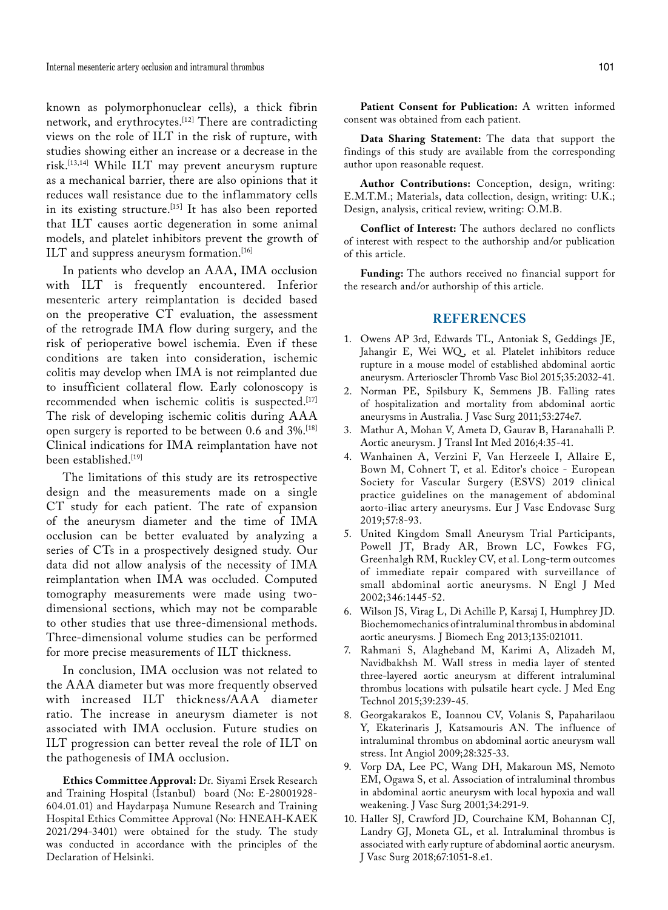known as polymorphonuclear cells), a thick fibrin network, and erythrocytes.[12] There are contradicting views on the role of ILT in the risk of rupture, with studies showing either an increase or a decrease in the risk.[13,14] While ILT may prevent aneurysm rupture as a mechanical barrier, there are also opinions that it reduces wall resistance due to the inflammatory cells in its existing structure.[15] It has also been reported that ILT causes aortic degeneration in some animal models, and platelet inhibitors prevent the growth of ILT and suppress aneurysm formation.[16]

In patients who develop an AAA, IMA occlusion with ILT is frequently encountered. Inferior mesenteric artery reimplantation is decided based on the preoperative CT evaluation, the assessment of the retrograde IMA flow during surgery, and the risk of perioperative bowel ischemia. Even if these conditions are taken into consideration, ischemic colitis may develop when IMA is not reimplanted due to insufficient collateral flow. Early colonoscopy is recommended when ischemic colitis is suspected.[17] The risk of developing ischemic colitis during AAA open surgery is reported to be between 0.6 and 3%.[18] Clinical indications for IMA reimplantation have not been established.[19]

The limitations of this study are its retrospective design and the measurements made on a single CT study for each patient. The rate of expansion of the aneurysm diameter and the time of IMA occlusion can be better evaluated by analyzing a series of CTs in a prospectively designed study. Our data did not allow analysis of the necessity of IMA reimplantation when IMA was occluded. Computed tomography measurements were made using two-dimensional sections, which may not be comparable to other studies that use three-dimensional methods. Three-dimensional volume studies can be performed for more precise measurements of ILT thickness.

In conclusion, IMA occlusion was not related to the AAA diameter but was more frequently observed with increased ILT thickness/AAA diameter ratio. The increase in aneurysm diameter is not associated with IMA occlusion. Future studies on ILT progression can better reveal the role of ILT on the pathogenesis of IMA occlusion.

**Ethics Committee Approval:** Dr. Siyami Ersek Research and Training Hospital (İstanbul) board (No: E-28001928-604.01.01) and Haydarpaşa Numune Research and Training Hospital Ethics Committee Approval (No: HNEAH-KAEK 2021/294-3401) were obtained for the study. The study was conducted in accordance with the principles of the Declaration of Helsinki.

**Patient Consent for Publication:** A written informed consent was obtained from each patient.

**Data Sharing Statement:** The data that support the findings of this study are available from the corresponding author upon reasonable request.

**Author Contributions:** Conception, design, writing: E.M.T.M.; Materials, data collection, design, writing: U.K.; Design, analysis, critical review, writing: O.M.B.

**Conflict of Interest:** The authors declared no conflicts of interest with respect to the authorship and/or publication of this article.

**Funding:** The authors received no financial support for the research and/or authorship of this article.

## REFERENCES

1. Owens AP 3rd, Edwards TL, Antoniak S, Geddings JE, Jahangir E, Wei WQ, et al. Platelet inhibitors reduce rupture in a mouse model of established abdominal aortic aneurysm. Arterioscler Thromb Vasc Biol 2015;35:2032-41.
2. Norman PE, Spilsbury K, Semmens JB. Falling rates of hospitalization and mortality from abdominal aortic aneurysms in Australia. J Vasc Surg 2011;53:274e7.
3. Mathur A, Mohan V, Ameta D, Gaurav B, Haranahalli P. Aortic aneurysm. J Transl Int Med 2016;4:35-41.
4. Wanhainen A, Verzini F, Van Herzeele I, Allaire E, Bown M, Cohnert T, et al. Editor's choice - European Society for Vascular Surgery (ESVS) 2019 clinical practice guidelines on the management of abdominal aorto-iliac artery aneurysms. Eur J Vasc Endovasc Surg 2019;57:8-93.
5. United Kingdom Small Aneurysm Trial Participants, Powell JT, Brady AR, Brown LC, Fowkes FG, Greenhalgh RM, Ruckley CV, et al. Long-term outcomes of immediate repair compared with surveillance of small abdominal aortic aneurysms. N Engl J Med 2002;346:1445-52.
6. Wilson JS, Virag L, Di Achille P, Karsaj I, Humphrey JD. Biochemomechanics of intraluminal thrombus in abdominal aortic aneurysms. J Biomech Eng 2013;135:021011.
7. Rahmani S, Alagheband M, Karimi A, Alizadeh M, Navidbakhsh M. Wall stress in media layer of stented three-layered aortic aneurysm at different intraluminal thrombus locations with pulsatile heart cycle. J Med Eng Technol 2015;39:239-45.
8. Georgakarakos E, Ioannou CV, Volanis S, Papaharilaou Y, Ekaterinaris J, Katsamouris AN. The influence of intraluminal thrombus on abdominal aortic aneurysm wall stress. Int Angiol 2009;28:325-33.
9. Vorp DA, Lee PC, Wang DH, Makaroun MS, Nemoto EM, Ogawa S, et al. Association of intraluminal thrombus in abdominal aortic aneurysm with local hypoxia and wall weakening. J Vasc Surg 2001;34:291-9.
10. Haller SJ, Crawford JD, Courchaine KM, Bohannan CJ, Landry GJ, Moneta GL, et al. Intraluminal thrombus is associated with early rupture of abdominal aortic aneurysm. J Vasc Surg 2018;67:1051-8.e1.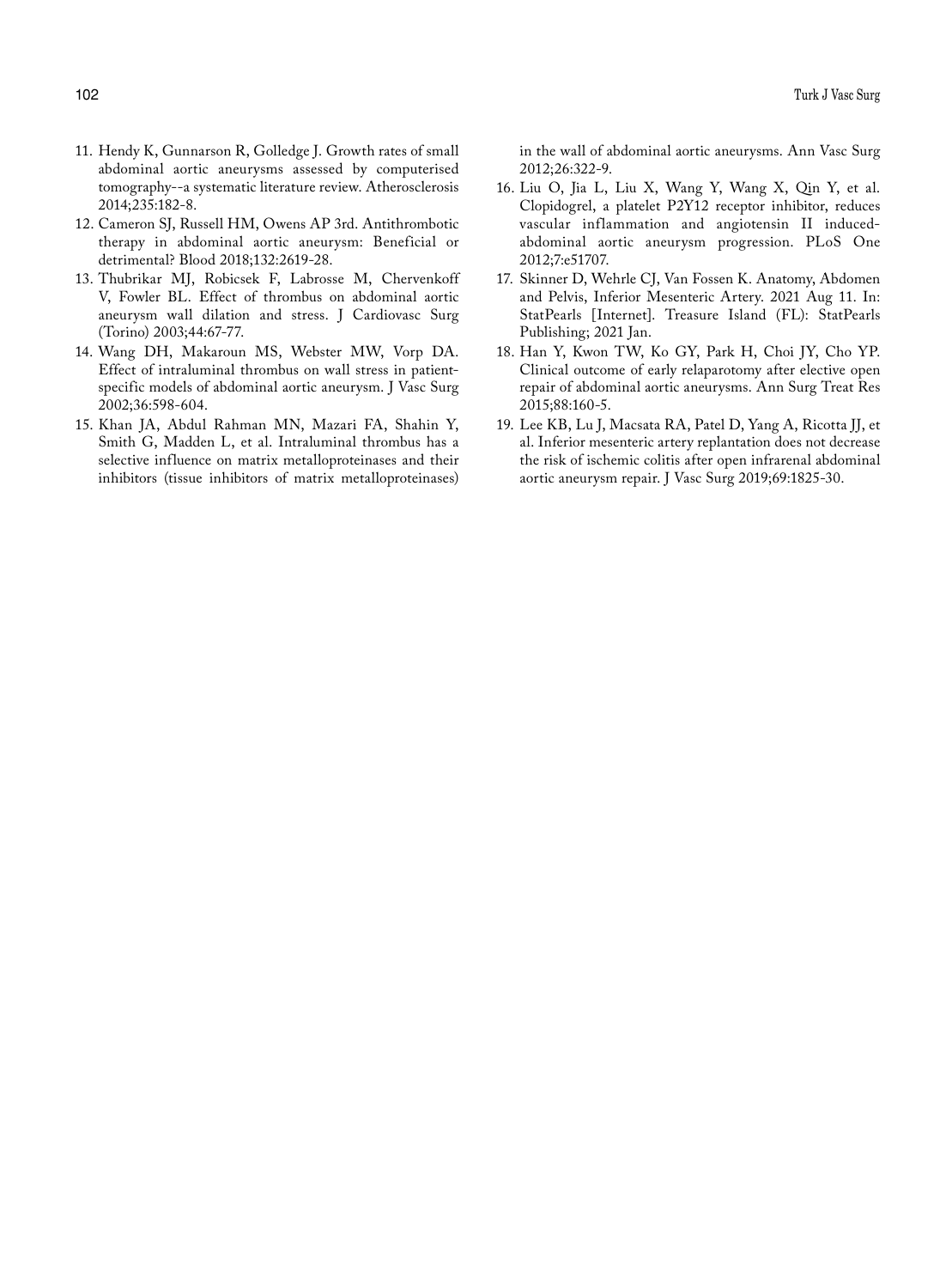11. Hendy K, Gunnarson R, Golledge J. Growth rates of small abdominal aortic aneurysms assessed by computerised tomography--a systematic literature review. Atherosclerosis 2014;235:182-8.
12. Cameron SJ, Russell HM, Owens AP 3rd. Antithrombotic therapy in abdominal aortic aneurysm: Beneficial or detrimental? Blood 2018;132:2619-28.
13. Thubrikar MJ, Robicsek F, Labrosse M, Chervenkoff V, Fowler BL. Effect of thrombus on abdominal aortic aneurysm wall dilation and stress. J Cardiovasc Surg (Torino) 2003;44:67-77.
14. Wang DH, Makaroun MS, Webster MW, Vorp DA. Effect of intraluminal thrombus on wall stress in patient-specific models of abdominal aortic aneurysm. J Vasc Surg 2002;36:598-604.
15. Khan JA, Abdul Rahman MN, Mazari FA, Shahin Y, Smith G, Madden L, et al. Intraluminal thrombus has a selective influence on matrix metalloproteinases and their inhibitors (tissue inhibitors of matrix metalloproteinases) in the wall of abdominal aortic aneurysms. Ann Vasc Surg 2012;26:322-9.
16. Liu O, Jia L, Liu X, Wang Y, Wang X, Qin Y, et al. Clopidogrel, a platelet P2Y12 receptor inhibitor, reduces vascular inflammation and angiotensin II induced-abdominal aortic aneurysm progression. PLoS One 2012;7:e51707.
17. Skinner D, Wehrle CJ, Van Fossen K. Anatomy, Abdomen and Pelvis, Inferior Mesenteric Artery. 2021 Aug 11. In: StatPearls [Internet]. Treasure Island (FL): StatPearls Publishing; 2021 Jan.
18. Han Y, Kwon TW, Ko GY, Park H, Choi JY, Cho YP. Clinical outcome of early relaparotomy after elective open repair of abdominal aortic aneurysms. Ann Surg Treat Res 2015;88:160-5.
19. Lee KB, Lu J, Macsata RA, Patel D, Yang A, Ricotta JJ, et al. Inferior mesenteric artery replantation does not decrease the risk of ischemic colitis after open infrarenal abdominal aortic aneurysm repair. J Vasc Surg 2019;69:1825-30.